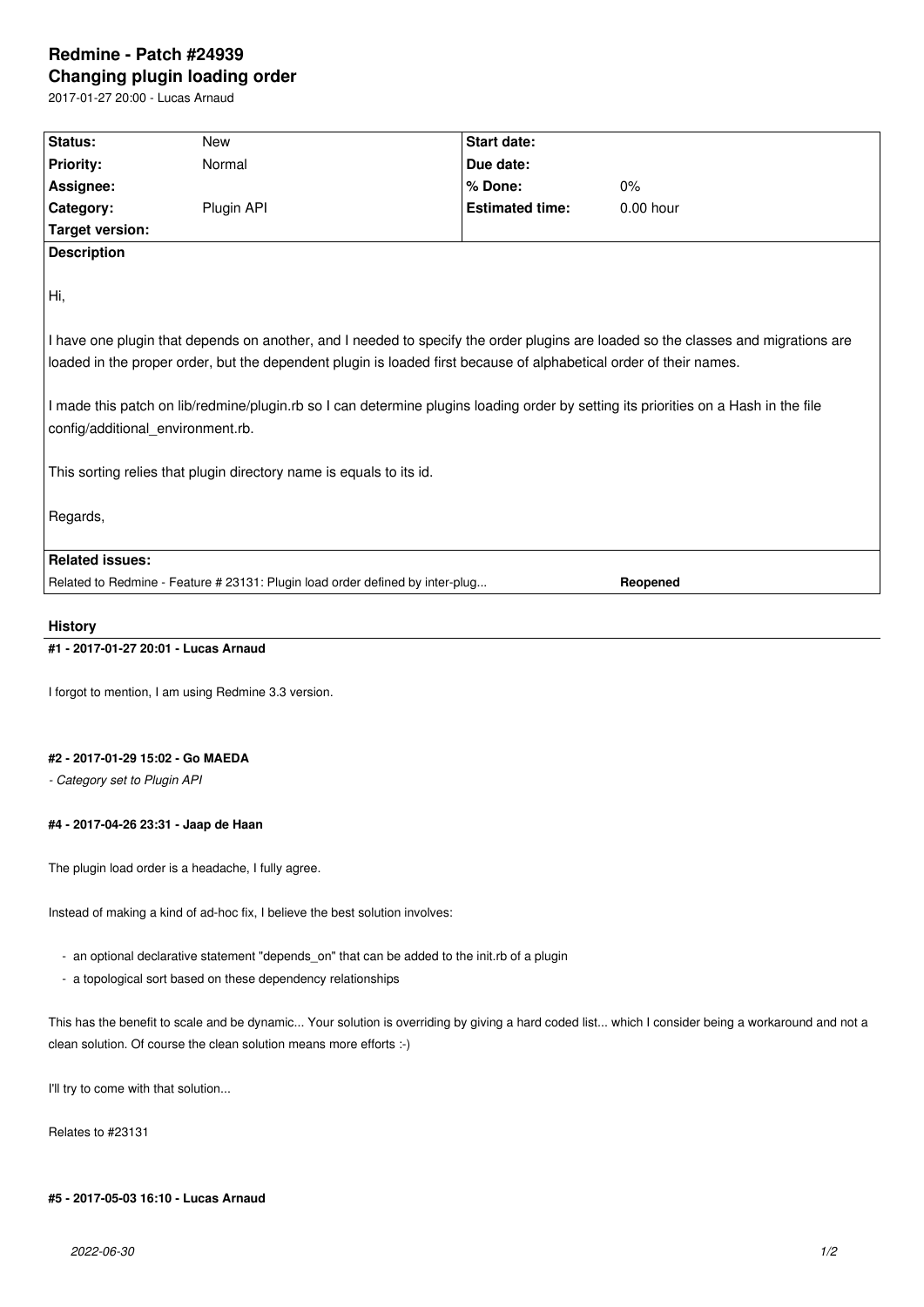# Redmine - Patch #24939
## Changing plugin loading order

2017-01-27 20:00 - Lucas Arnaud

| Status: | New | Start date: | |
|---|---|---|---|
| Priority: | Normal | Due date: | |
| Assignee: | | % Done: | 0% |
| Category: | Plugin API | Estimated time: | 0.00 hour |
| Target version: | | | |

**Description**

Hi,

I have one plugin that depends on another, and I needed to specify the order plugins are loaded so the classes and migrations are loaded in the proper order, but the dependent plugin is loaded first because of alphabetical order of their names.

I made this patch on lib/redmine/plugin.rb so I can determine plugins loading order by setting its priorities on a Hash in the file config/additional_environment.rb.

This sorting relies that plugin directory name is equals to its id.

Regards,

**Related issues:**

Related to Redmine - Feature # 23131: Plugin load order defined by inter-plug... **Reopened**

### History

#### #1 - 2017-01-27 20:01 - Lucas Arnaud

I forgot to mention, I am using Redmine 3.3 version.

#### #2 - 2017-01-29 15:02 - Go MAEDA

*- Category set to Plugin API*

#### #4 - 2017-04-26 23:31 - Jaap de Haan

The plugin load order is a headache, I fully agree.

Instead of making a kind of ad-hoc fix, I believe the best solution involves:

- an optional declarative statement "depends_on" that can be added to the init.rb of a plugin
- a topological sort based on these dependency relationships

This has the benefit to scale and be dynamic... Your solution is overriding by giving a hard coded list... which I consider being a workaround and not a clean solution. Of course the clean solution means more efforts :-)

I'll try to come with that solution...

Relates to #23131

#### #5 - 2017-05-03 16:10 - Lucas Arnaud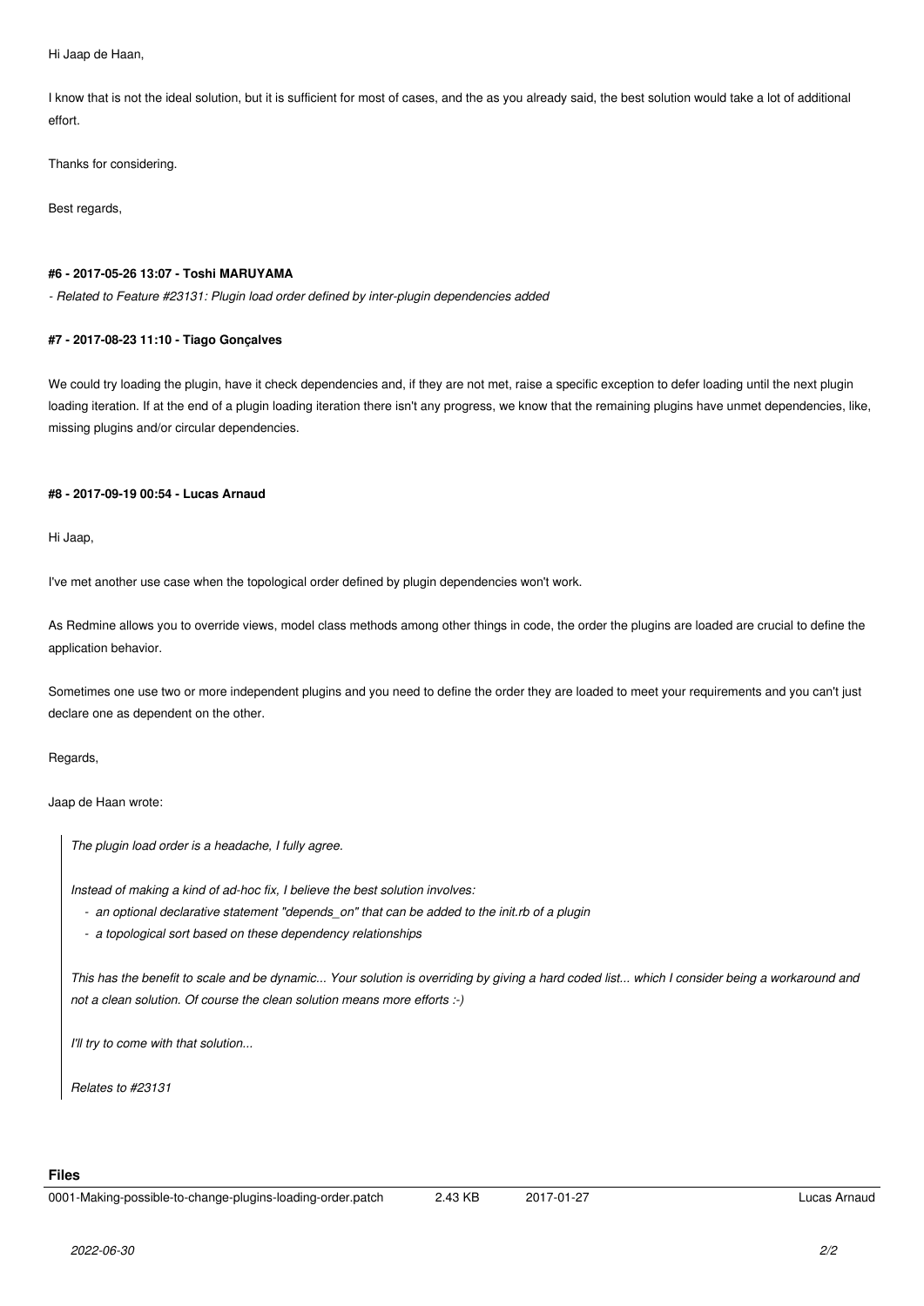Hi Jaap de Haan,

I know that is not the ideal solution, but it is sufficient for most of cases, and the as you already said, the best solution would take a lot of additional effort.

Thanks for considering.

Best regards,

#### #6 - 2017-05-26 13:07 - Toshi MARUYAMA

*- Related to Feature #23131: Plugin load order defined by inter-plugin dependencies added*

#### #7 - 2017-08-23 11:10 - Tiago Gonçalves

We could try loading the plugin, have it check dependencies and, if they are not met, raise a specific exception to defer loading until the next plugin loading iteration. If at the end of a plugin loading iteration there isn't any progress, we know that the remaining plugins have unmet dependencies, like, missing plugins and/or circular dependencies.

#### #8 - 2017-09-19 00:54 - Lucas Arnaud

Hi Jaap,

I've met another use case when the topological order defined by plugin dependencies won't work.

As Redmine allows you to override views, model class methods among other things in code, the order the plugins are loaded are crucial to define the application behavior.

Sometimes one use two or more independent plugins and you need to define the order they are loaded to meet your requirements and you can't just declare one as dependent on the other.

Regards,

Jaap de Haan wrote:

> *The plugin load order is a headache, I fully agree.*
>
> *Instead of making a kind of ad-hoc fix, I believe the best solution involves:*
> - *an optional declarative statement "depends_on" that can be added to the init.rb of a plugin*
> - *a topological sort based on these dependency relationships*
>
> *This has the benefit to scale and be dynamic... Your solution is overriding by giving a hard coded list... which I consider being a workaround and not a clean solution. Of course the clean solution means more efforts :-)*
>
> *I'll try to come with that solution...*
>
> *Relates to #23131*

### Files

| | | | |
|---|---|---|---|
| 0001-Making-possible-to-change-plugins-loading-order.patch | 2.43 KB | 2017-01-27 | Lucas Arnaud |